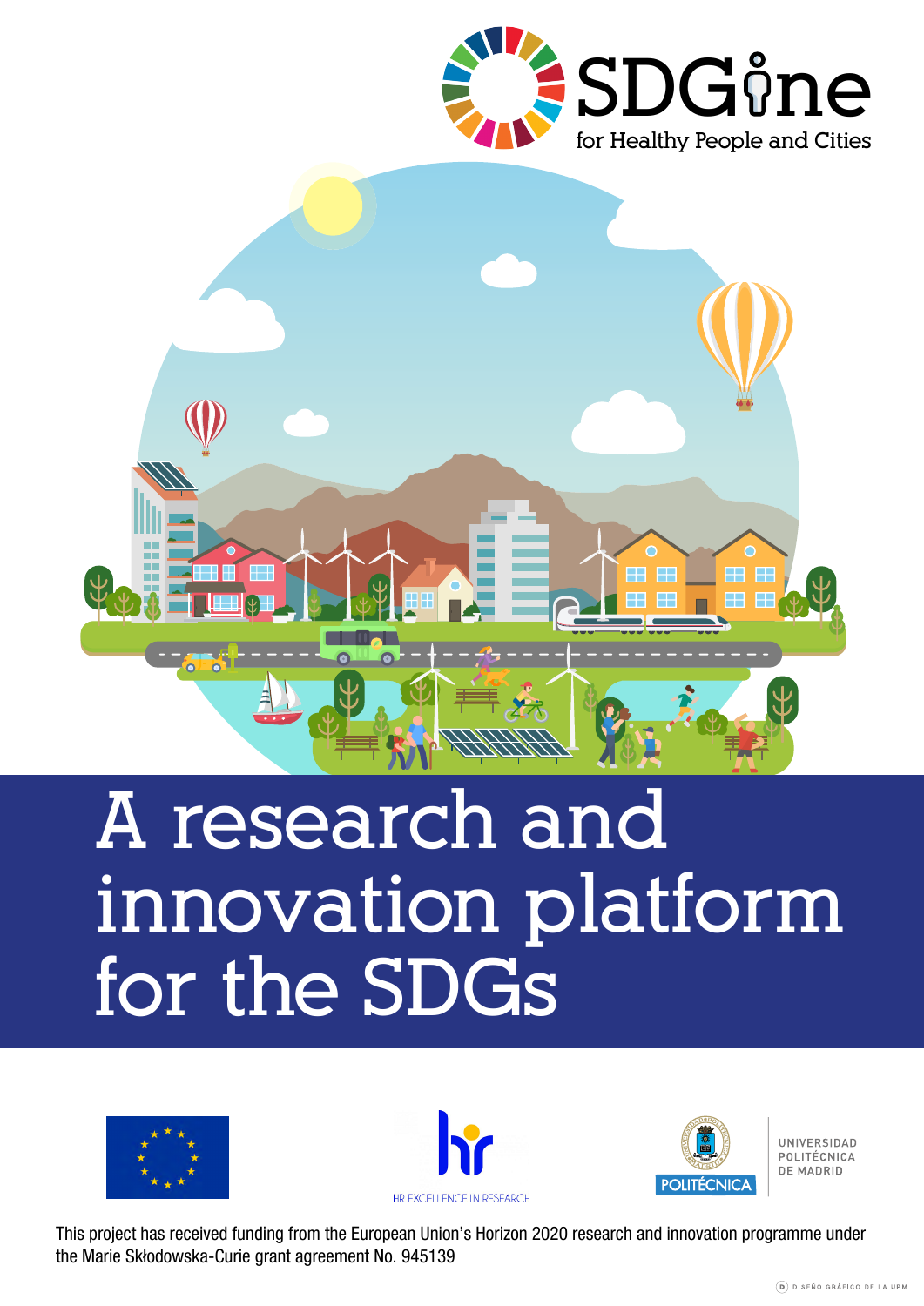SDGine

for Healthy People and Cities

# A research and innovation platform for the SDGs

HR EXCELLENCE IN RESEARCH

POLITÉCNICA

UNIVERSIDAD POLITÉCNICA DE MADRID

This project has received funding from the European Union's Horizon 2020 research and innovation programme under the Marie Skłodowska-Curie grant agreement No. 945139

DISEÑO GRÁFICO DE LA UPM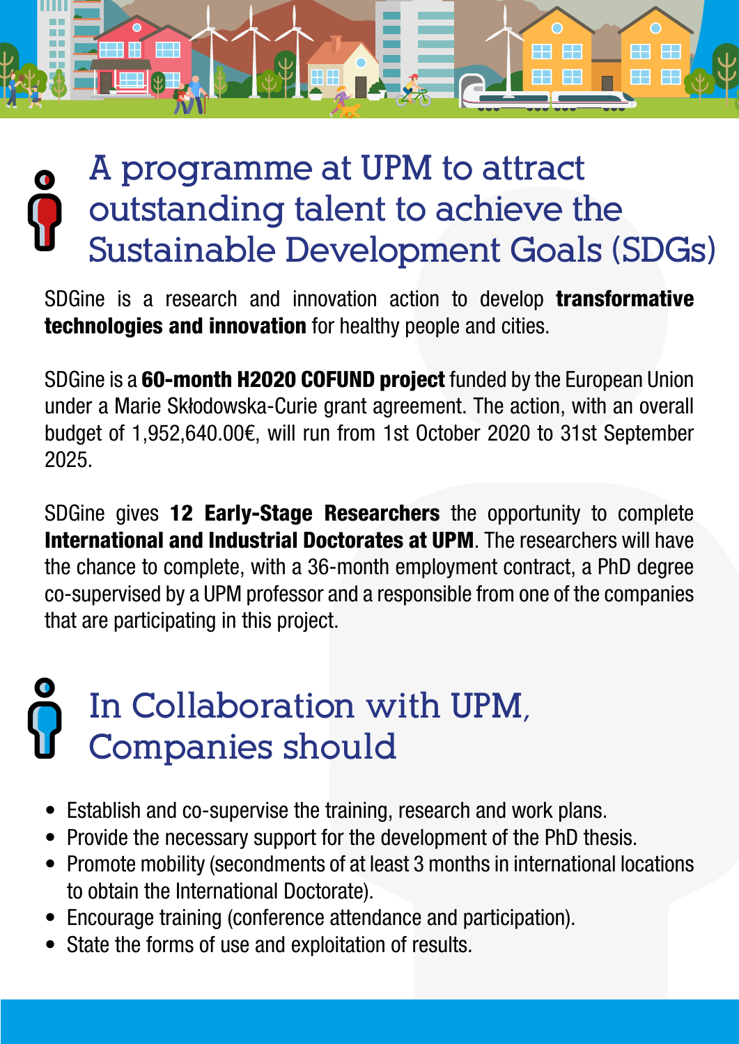## A programme at UPM to attract outstanding talent to achieve the Sustainable Development Goals (SDGs)

SDGine is a research and innovation action to develop **transformative technologies and innovation** for healthy people and cities.

SDGine is a **60-month H2020 COFUND project** funded by the European Union under a Marie Skłodowska-Curie grant agreement. The action, with an overall budget of 1,952,640.00€, will run from 1st October 2020 to 31st September 2025.

SDGine gives **12 Early-Stage Researchers** the opportunity to complete **International and Industrial Doctorates at UPM**. The researchers will have the chance to complete, with a 36-month employment contract, a PhD degree co-supervised by a UPM professor and a responsible from one of the companies that are participating in this project.

## In Collaboration with UPM, Companies should

- Establish and co-supervise the training, research and work plans.
- Provide the necessary support for the development of the PhD thesis.
- Promote mobility (secondments of at least 3 months in international locations to obtain the International Doctorate).
- Encourage training (conference attendance and participation).
- State the forms of use and exploitation of results.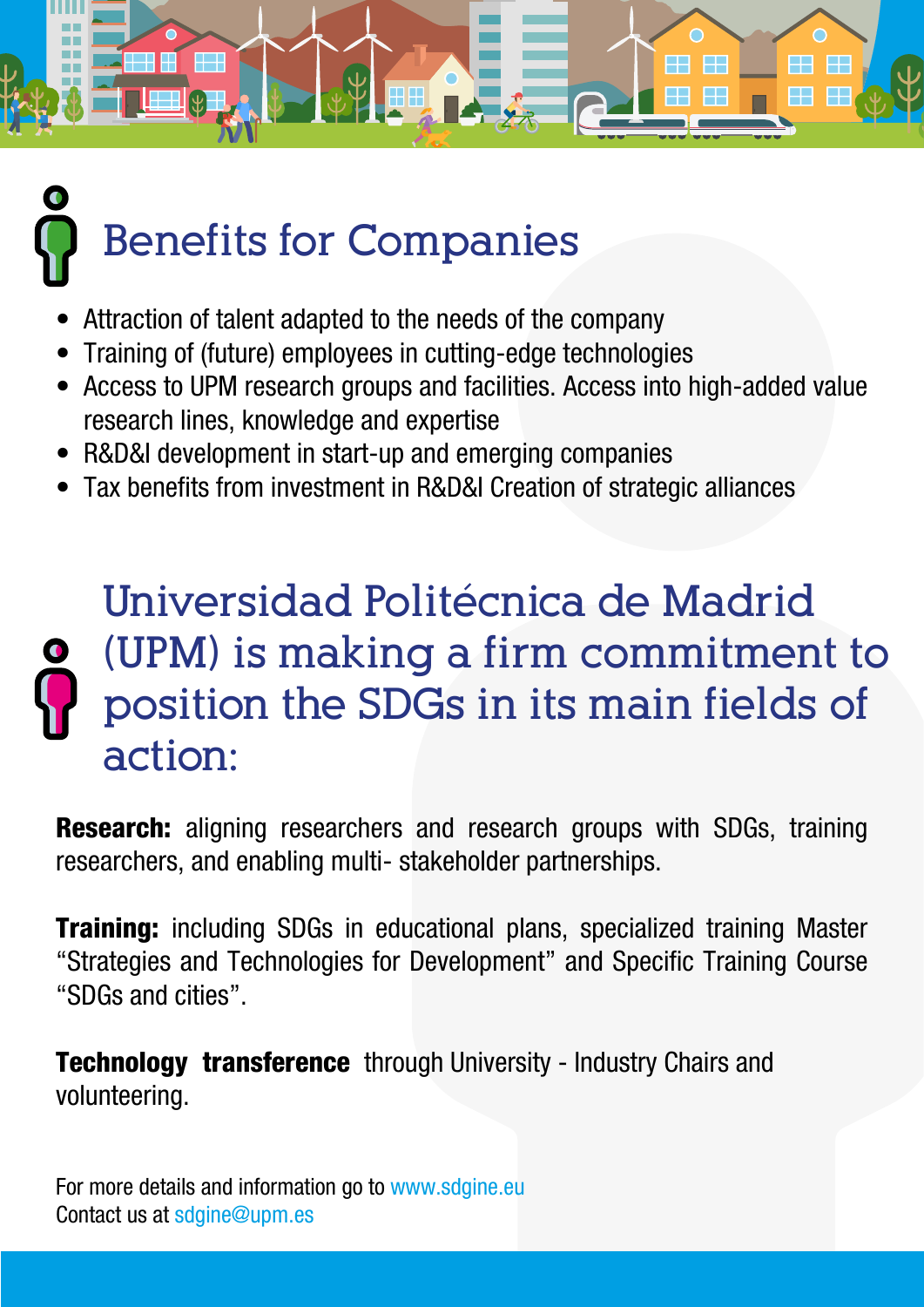# Benefits for Companies

- Attraction of talent adapted to the needs of the company
- Training of (future) employees in cutting-edge technologies
- Access to UPM research groups and facilities. Access into high-added value research lines, knowledge and expertise
- R&D&I development in start-up and emerging companies
- Tax benefits from investment in R&D&I Creation of strategic alliances

# Universidad Politécnica de Madrid (UPM) is making a firm commitment to position the SDGs in its main fields of action:

**Research:** aligning researchers and research groups with SDGs, training researchers, and enabling multi- stakeholder partnerships.

**Training:** including SDGs in educational plans, specialized training Master “Strategies and Technologies for Development” and Specific Training Course “SDGs and cities”.

**Technology transference** through University - Industry Chairs and volunteering.

For more details and information go to www.sdgine.eu
Contact us at sdgine@upm.es